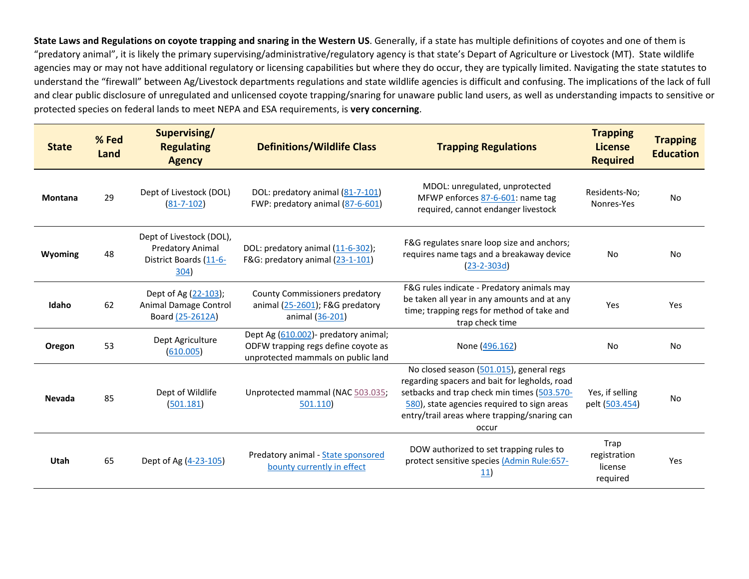**State Laws and Regulations on coyote trapping and snaring in the Western US**. Generally, if a state has multiple definitions of coyotes and one of them is "predatory animal", it is likely the primary supervising/administrative/regulatory agency is that state's Depart of Agriculture or Livestock (MT). State wildlife agencies may or may not have additional regulatory or licensing capabilities but where they do occur, they are typically limited. Navigating the state statutes to understand the "firewall" between Ag/Livestock departments regulations and state wildlife agencies is difficult and confusing. The implications of the lack of full and clear public disclosure of unregulated and unlicensed coyote trapping/snaring for unaware public land users, as well as understanding impacts to sensitive or protected species on federal lands to meet NEPA and ESA requirements, is **very concerning**.

| State | % Fed Land | Supervising/ Regulating Agency | Definitions/Wildlife Class | Trapping Regulations | Trapping License Required | Trapping Education |
|---|---|---|---|---|---|---|
| **Montana** | 29 | Dept of Livestock (DOL) (81-7-102) | DOL: predatory animal (81-7-101) FWP: predatory animal (87-6-601) | MDOL: unregulated, unprotected MFWP enforces 87-6-601: name tag required, cannot endanger livestock | Residents-No; Nonres-Yes | No |
| **Wyoming** | 48 | Dept of Livestock (DOL), Predatory Animal District Boards (11-6-304) | DOL: predatory animal (11-6-302); F&G: predatory animal (23-1-101) | F&G regulates snare loop size and anchors; requires name tags and a breakaway device (23-2-303d) | No | No |
| **Idaho** | 62 | Dept of Ag (22-103); Animal Damage Control Board (25-2612A) | County Commissioners predatory animal (25-2601); F&G predatory animal (36-201) | F&G rules indicate - Predatory animals may be taken all year in any amounts and at any time; trapping regs for method of take and trap check time | Yes | Yes |
| **Oregon** | 53 | Dept Agriculture (610.005) | Dept Ag (610.002)- predatory animal; ODFW trapping regs define coyote as unprotected mammals on public land | None (496.162) | No | No |
| **Nevada** | 85 | Dept of Wildlife (501.181) | Unprotected mammal (NAC 503.035; 501.110) | No closed season (501.015), general regs regarding spacers and bait for leghols, road setbacks and trap check min times (503.570-580), state agencies required to sign areas entry/trail areas where trapping/snaring can occur | Yes, if selling pelt (503.454) | No |
| **Utah** | 65 | Dept of Ag (4-23-105) | Predatory animal - State sponsored bounty currently in effect | DOW authorized to set trapping rules to protect sensitive species (Admin Rule:657-11) | Trap registration license required | Yes |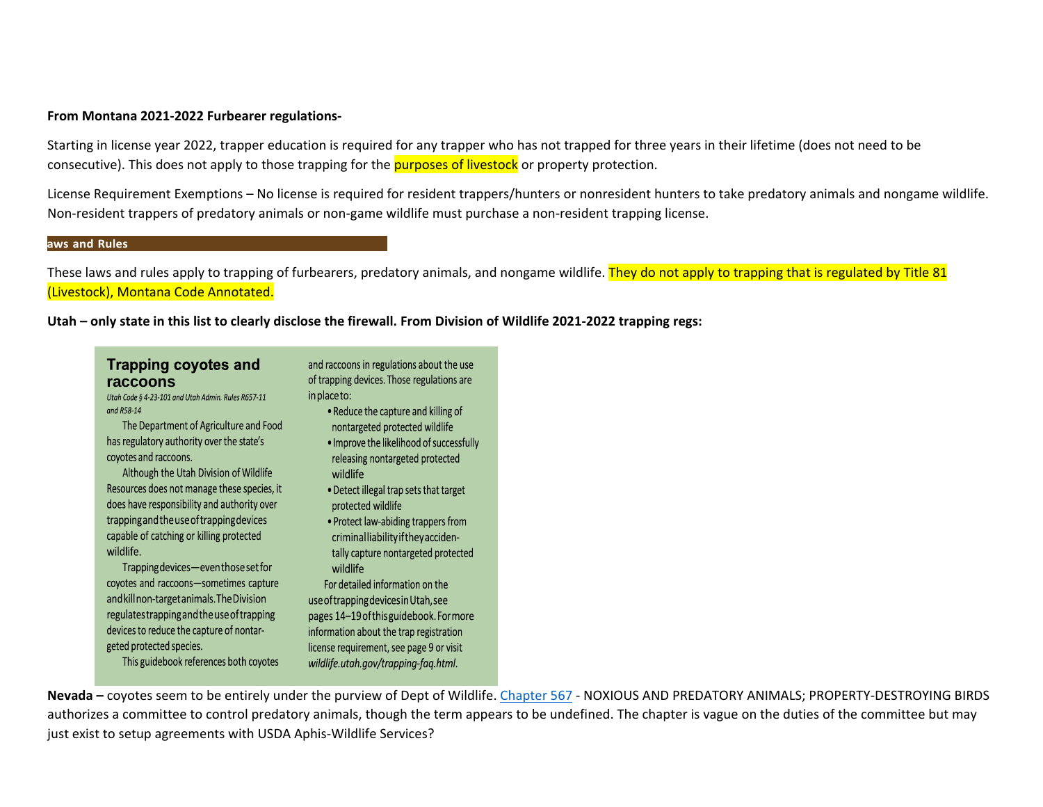**From Montana 2021-2022 Furbearer regulations-**

Starting in license year 2022, trapper education is required for any trapper who has not trapped for three years in their lifetime (does not need to be consecutive). This does not apply to those trapping for the purposes of livestock or property protection.

License Requirement Exemptions – No license is required for resident trappers/hunters or nonresident hunters to take predatory animals and nongame wildlife. Non-resident trappers of predatory animals or non-game wildlife must purchase a non-resident trapping license.

**aws and Rules**

These laws and rules apply to trapping of furbearers, predatory animals, and nongame wildlife. They do not apply to trapping that is regulated by Title 81 (Livestock), Montana Code Annotated.

**Utah – only state in this list to clearly disclose the firewall. From Division of Wildlife 2021-2022 trapping regs:**

### Trapping coyotes and raccoons

*Utah Code § 4-23-101 and Utah Admin. Rules R657-11 and R58-14*

The Department of Agriculture and Food has regulatory authority over the state's coyotes and raccoons.

Although the Utah Division of Wildlife Resources does not manage these species, it does have responsibility and authority over trapping and the use of trapping devices capable of catching or killing protected wildlife.

Trapping devices—even those set for coyotes and raccoons—sometimes capture and kill non-target animals. The Division regulates trapping and the use of trapping devices to reduce the capture of nontargeted protected species.

This guidebook references both coyotes and raccoons in regulations about the use of trapping devices. Those regulations are in place to:

- Reduce the capture and killing of nontargeted protected wildlife
- Improve the likelihood of successfully releasing nontargeted protected wildlife
- Detect illegal trap sets that target protected wildlife
- Protect law-abiding trappers from criminal liability if they accidentally capture nontargeted protected wildlife

For detailed information on the use of trapping devices in Utah, see pages 14–19 of this guidebook. For more information about the trap registration license requirement, see page 9 or visit *wildlife.utah.gov/trapping-faq.html.*

**Nevada –** coyotes seem to be entirely under the purview of Dept of Wildlife. Chapter 567 - NOXIOUS AND PREDATORY ANIMALS; PROPERTY-DESTROYING BIRDS authorizes a committee to control predatory animals, though the term appears to be undefined. The chapter is vague on the duties of the committee but may just exist to setup agreements with USDA Aphis-Wildlife Services?